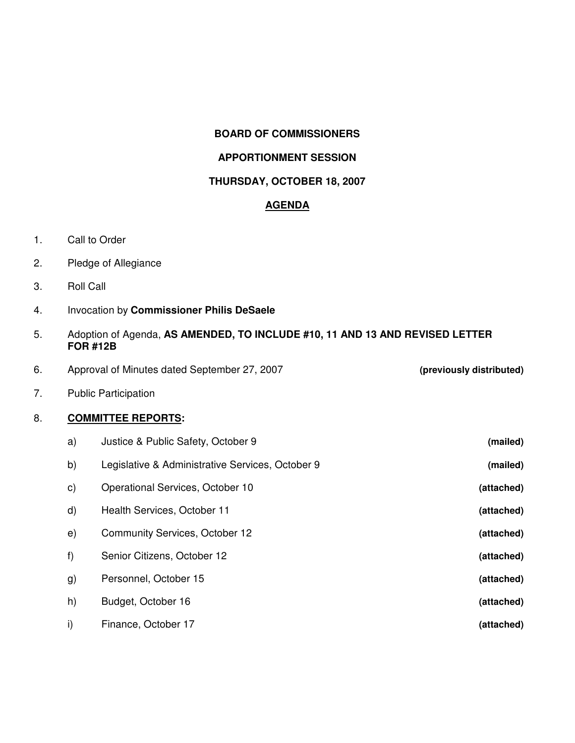**BOARD OF COMMISSIONERS**

**APPORTIONMENT SESSION**

**THURSDAY, OCTOBER 18, 2007**

**<u>AGENDA</u>**

1. Call to Order
2. Pledge of Allegiance
3. Roll Call
4. Invocation by **Commissioner Philis DeSaele**
5. Adoption of Agenda, **AS AMENDED, TO INCLUDE #10, 11 AND 13 AND REVISED LETTER FOR #12B**
6. Approval of Minutes dated September 27, 2007 **(previously distributed)**
7. Public Participation
8. **<u>COMMITTEE REPORTS</u>:**
   - a) Justice & Public Safety, October 9 **(mailed)**
   - b) Legislative & Administrative Services, October 9 **(mailed)**
   - c) Operational Services, October 10 **(attached)**
   - d) Health Services, October 11 **(attached)**
   - e) Community Services, October 12 **(attached)**
   - f) Senior Citizens, October 12 **(attached)**
   - g) Personnel, October 15 **(attached)**
   - h) Budget, October 16 **(attached)**
   - i) Finance, October 17 **(attached)**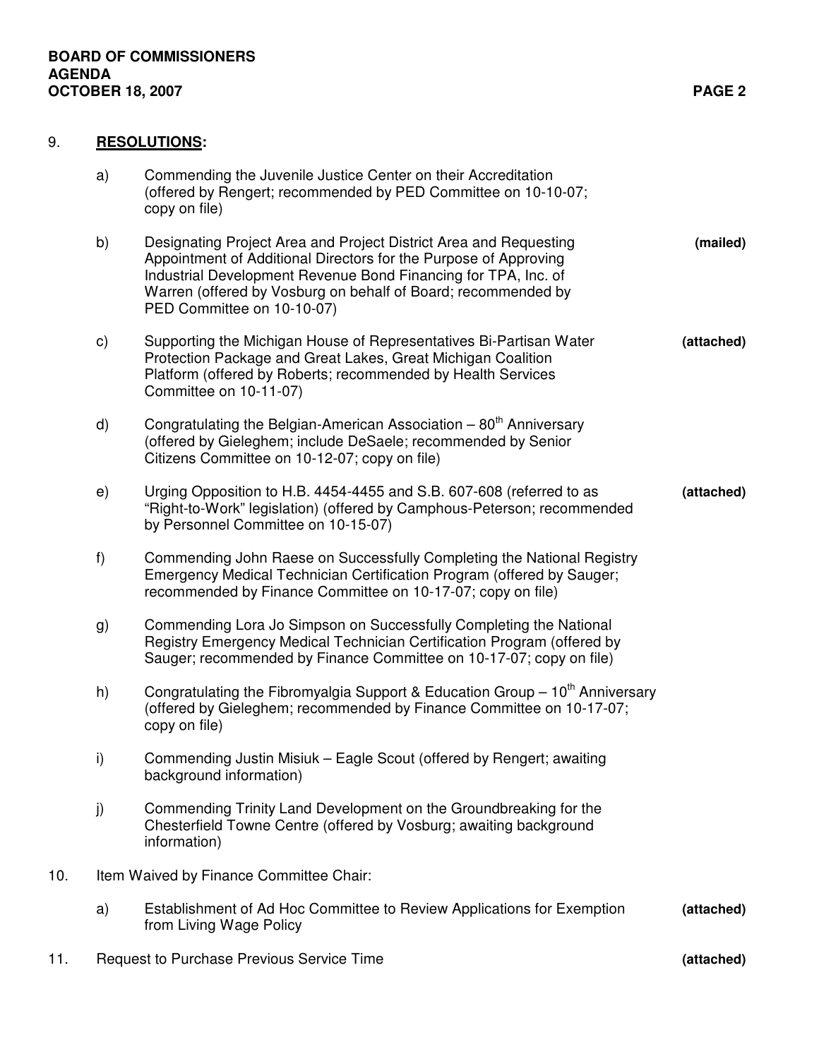9. **RESOLUTIONS:**

   a) Commending the Juvenile Justice Center on their Accreditation (offered by Rengert; recommended by PED Committee on 10-10-07; copy on file)

   b) Designating Project Area and Project District Area and Requesting Appointment of Additional Directors for the Purpose of Approving Industrial Development Revenue Bond Financing for TPA, Inc. of Warren (offered by Vosburg on behalf of Board; recommended by PED Committee on 10-10-07) **(mailed)**

   c) Supporting the Michigan House of Representatives Bi-Partisan Water Protection Package and Great Lakes, Great Michigan Coalition Platform (offered by Roberts; recommended by Health Services Committee on 10-11-07) **(attached)**

   d) Congratulating the Belgian-American Association – 80th Anniversary (offered by Gieleghem; include DeSaele; recommended by Senior Citizens Committee on 10-12-07; copy on file)

   e) Urging Opposition to H.B. 4454-4455 and S.B. 607-608 (referred to as "Right-to-Work" legislation) (offered by Camphous-Peterson; recommended by Personnel Committee on 10-15-07) **(attached)**

   f) Commending John Raese on Successfully Completing the National Registry Emergency Medical Technician Certification Program (offered by Sauger; recommended by Finance Committee on 10-17-07; copy on file)

   g) Commending Lora Jo Simpson on Successfully Completing the National Registry Emergency Medical Technician Certification Program (offered by Sauger; recommended by Finance Committee on 10-17-07; copy on file)

   h) Congratulating the Fibromyalgia Support & Education Group – 10th Anniversary (offered by Gieleghem; recommended by Finance Committee on 10-17-07; copy on file)

   i) Commending Justin Misiuk – Eagle Scout (offered by Rengert; awaiting background information)

   j) Commending Trinity Land Development on the Groundbreaking for the Chesterfield Towne Centre (offered by Vosburg; awaiting background information)

10. Item Waived by Finance Committee Chair:

    a) Establishment of Ad Hoc Committee to Review Applications for Exemption from Living Wage Policy **(attached)**

11. Request to Purchase Previous Service Time **(attached)**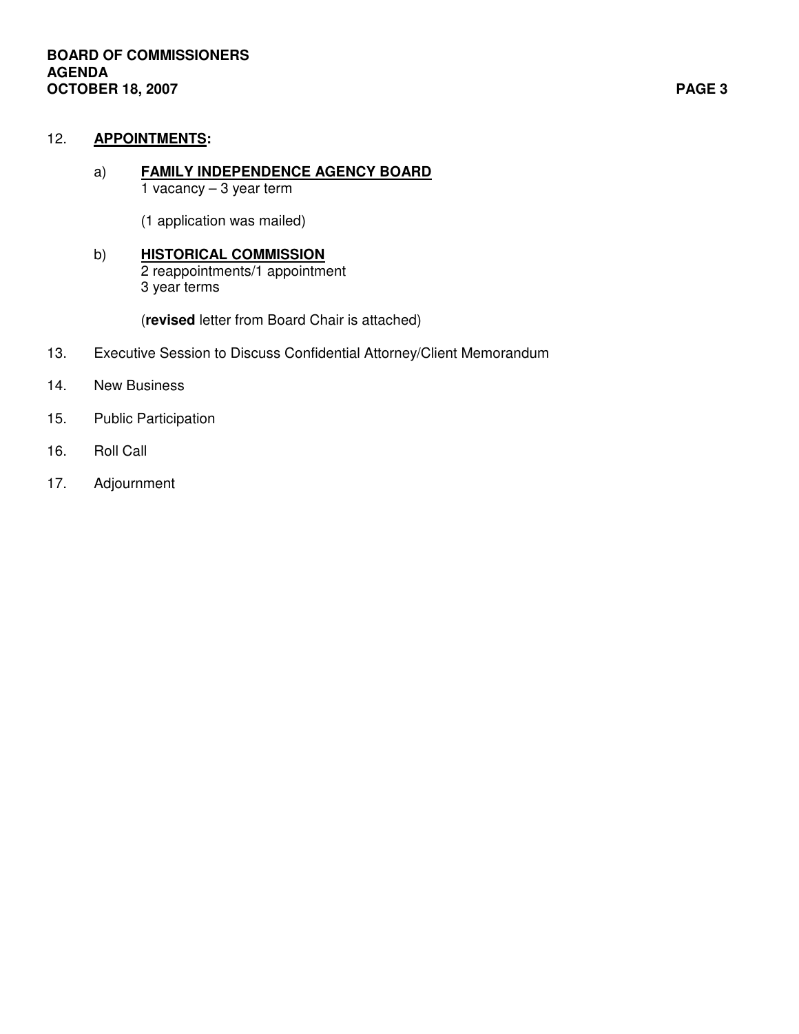12. **APPOINTMENTS:**

    a) **FAMILY INDEPENDENCE AGENCY BOARD**
    1 vacancy – 3 year term

    (1 application was mailed)

    b) **HISTORICAL COMMISSION**
    2 reappointments/1 appointment
    3 year terms

    (**revised** letter from Board Chair is attached)

13. Executive Session to Discuss Confidential Attorney/Client Memorandum
14. New Business
15. Public Participation
16. Roll Call
17. Adjournment